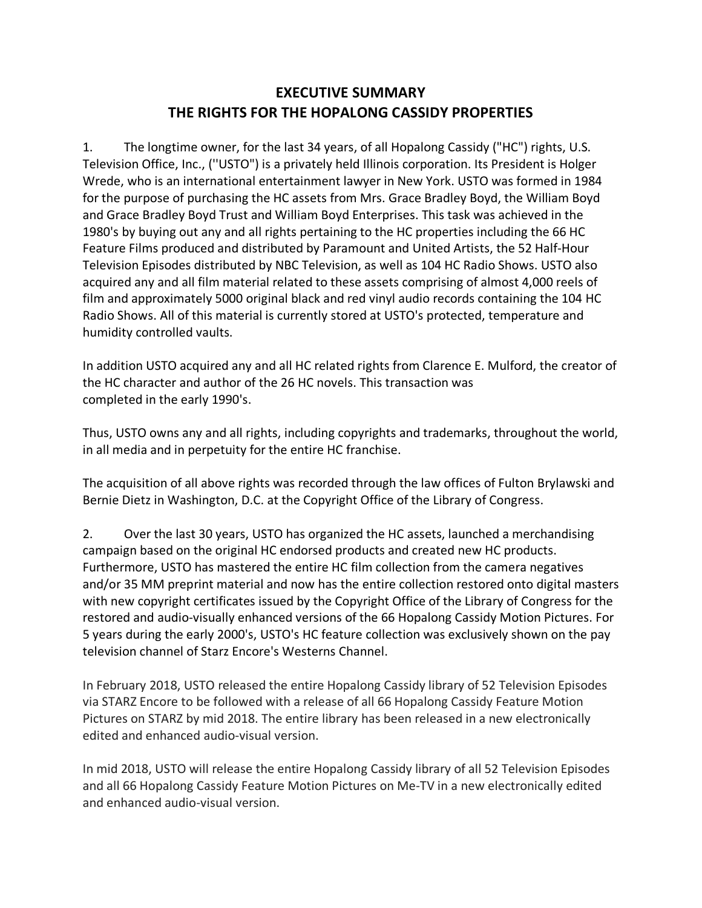# EXECUTIVE SUMMARY
# THE RIGHTS FOR THE HOPALONG CASSIDY PROPERTIES

1. The longtime owner, for the last 34 years, of all Hopalong Cassidy ("HC") rights, U.S. Television Office, Inc., (''USTO") is a privately held Illinois corporation. Its President is Holger Wrede, who is an international entertainment lawyer in New York. USTO was formed in 1984 for the purpose of purchasing the HC assets from Mrs. Grace Bradley Boyd, the William Boyd and Grace Bradley Boyd Trust and William Boyd Enterprises. This task was achieved in the 1980's by buying out any and all rights pertaining to the HC properties including the 66 HC Feature Films produced and distributed by Paramount and United Artists, the 52 Half-Hour Television Episodes distributed by NBC Television, as well as 104 HC Radio Shows. USTO also acquired any and all film material related to these assets comprising of almost 4,000 reels of film and approximately 5000 original black and red vinyl audio records containing the 104 HC Radio Shows. All of this material is currently stored at USTO's protected, temperature and humidity controlled vaults.

In addition USTO acquired any and all HC related rights from Clarence E. Mulford, the creator of the HC character and author of the 26 HC novels. This transaction was completed in the early 1990's.

Thus, USTO owns any and all rights, including copyrights and trademarks, throughout the world, in all media and in perpetuity for the entire HC franchise.

The acquisition of all above rights was recorded through the law offices of Fulton Brylawski and Bernie Dietz in Washington, D.C. at the Copyright Office of the Library of Congress.

2. Over the last 30 years, USTO has organized the HC assets, launched a merchandising campaign based on the original HC endorsed products and created new HC products. Furthermore, USTO has mastered the entire HC film collection from the camera negatives and/or 35 MM preprint material and now has the entire collection restored onto digital masters with new copyright certificates issued by the Copyright Office of the Library of Congress for the restored and audio-visually enhanced versions of the 66 Hopalong Cassidy Motion Pictures. For 5 years during the early 2000's, USTO's HC feature collection was exclusively shown on the pay television channel of Starz Encore's Westerns Channel.

In February 2018, USTO released the entire Hopalong Cassidy library of 52 Television Episodes via STARZ Encore to be followed with a release of all 66 Hopalong Cassidy Feature Motion Pictures on STARZ by mid 2018. The entire library has been released in a new electronically edited and enhanced audio-visual version.

In mid 2018, USTO will release the entire Hopalong Cassidy library of all 52 Television Episodes and all 66 Hopalong Cassidy Feature Motion Pictures on Me-TV in a new electronically edited and enhanced audio-visual version.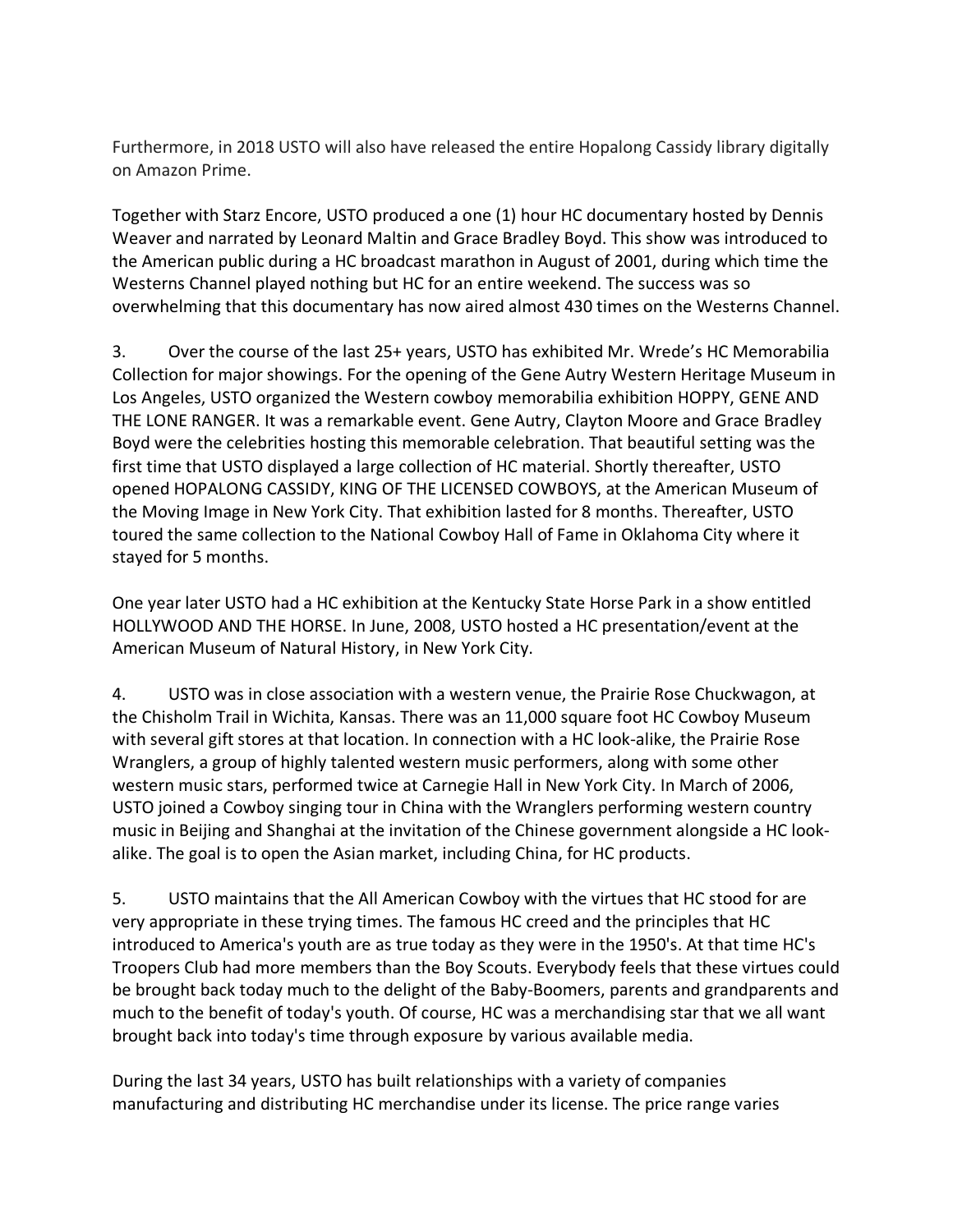Furthermore, in 2018 USTO will also have released the entire Hopalong Cassidy library digitally on Amazon Prime.

Together with Starz Encore, USTO produced a one (1) hour HC documentary hosted by Dennis Weaver and narrated by Leonard Maltin and Grace Bradley Boyd. This show was introduced to the American public during a HC broadcast marathon in August of 2001, during which time the Westerns Channel played nothing but HC for an entire weekend. The success was so overwhelming that this documentary has now aired almost 430 times on the Westerns Channel.

3. Over the course of the last 25+ years, USTO has exhibited Mr. Wrede's HC Memorabilia Collection for major showings. For the opening of the Gene Autry Western Heritage Museum in Los Angeles, USTO organized the Western cowboy memorabilia exhibition HOPPY, GENE AND THE LONE RANGER. It was a remarkable event. Gene Autry, Clayton Moore and Grace Bradley Boyd were the celebrities hosting this memorable celebration. That beautiful setting was the first time that USTO displayed a large collection of HC material. Shortly thereafter, USTO opened HOPALONG CASSIDY, KING OF THE LICENSED COWBOYS, at the American Museum of the Moving Image in New York City. That exhibition lasted for 8 months. Thereafter, USTO toured the same collection to the National Cowboy Hall of Fame in Oklahoma City where it stayed for 5 months.

One year later USTO had a HC exhibition at the Kentucky State Horse Park in a show entitled HOLLYWOOD AND THE HORSE. In June, 2008, USTO hosted a HC presentation/event at the American Museum of Natural History, in New York City.

4. USTO was in close association with a western venue, the Prairie Rose Chuckwagon, at the Chisholm Trail in Wichita, Kansas. There was an 11,000 square foot HC Cowboy Museum with several gift stores at that location. In connection with a HC look-alike, the Prairie Rose Wranglers, a group of highly talented western music performers, along with some other western music stars, performed twice at Carnegie Hall in New York City. In March of 2006, USTO joined a Cowboy singing tour in China with the Wranglers performing western country music in Beijing and Shanghai at the invitation of the Chinese government alongside a HC look-alike. The goal is to open the Asian market, including China, for HC products.

5. USTO maintains that the All American Cowboy with the virtues that HC stood for are very appropriate in these trying times. The famous HC creed and the principles that HC introduced to America's youth are as true today as they were in the 1950's. At that time HC's Troopers Club had more members than the Boy Scouts. Everybody feels that these virtues could be brought back today much to the delight of the Baby-Boomers, parents and grandparents and much to the benefit of today's youth. Of course, HC was a merchandising star that we all want brought back into today's time through exposure by various available media.

During the last 34 years, USTO has built relationships with a variety of companies manufacturing and distributing HC merchandise under its license. The price range varies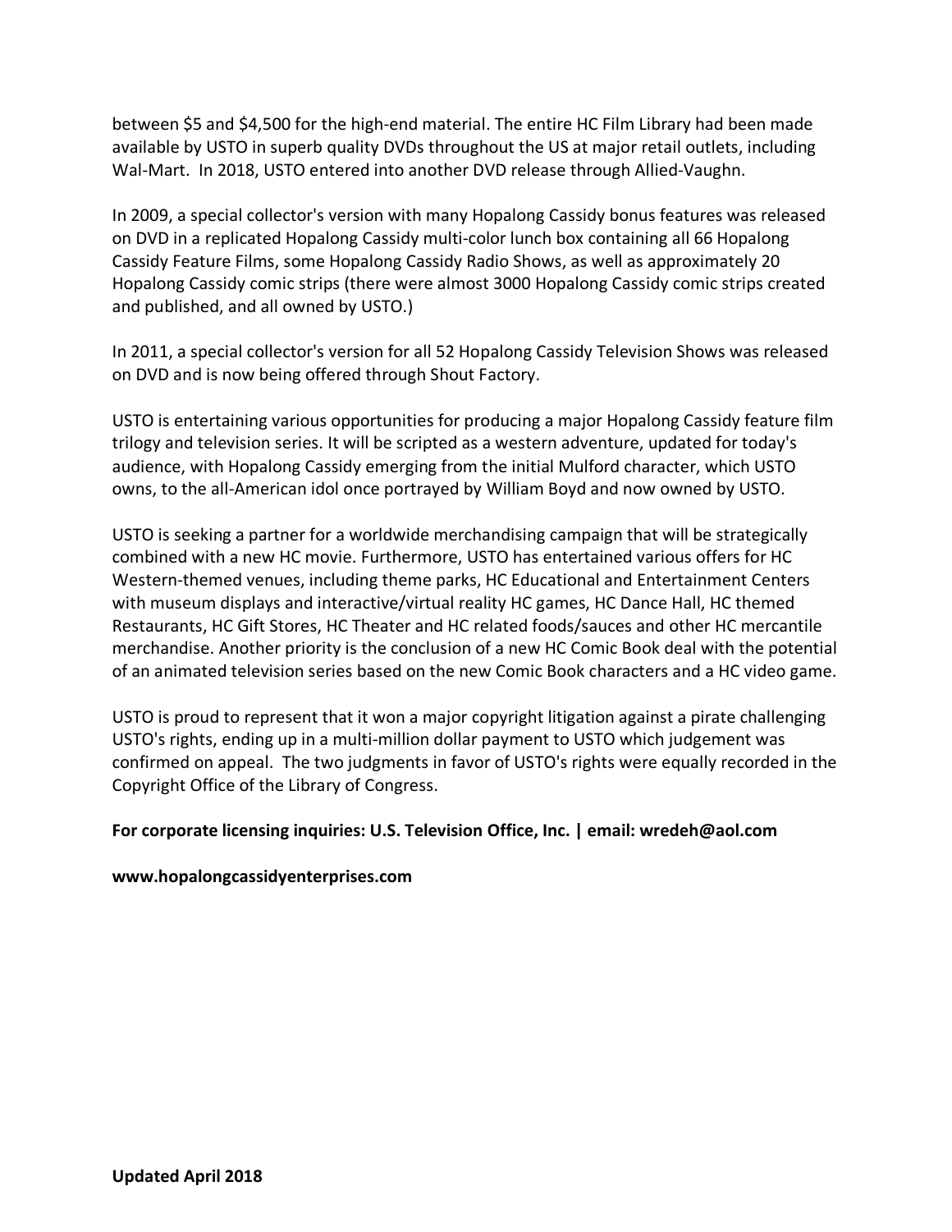between $5 and $4,500 for the high-end material. The entire HC Film Library had been made available by USTO in superb quality DVDs throughout the US at major retail outlets, including Wal-Mart. In 2018, USTO entered into another DVD release through Allied-Vaughn.

In 2009, a special collector's version with many Hopalong Cassidy bonus features was released on DVD in a replicated Hopalong Cassidy multi-color lunch box containing all 66 Hopalong Cassidy Feature Films, some Hopalong Cassidy Radio Shows, as well as approximately 20 Hopalong Cassidy comic strips (there were almost 3000 Hopalong Cassidy comic strips created and published, and all owned by USTO.)

In 2011, a special collector's version for all 52 Hopalong Cassidy Television Shows was released on DVD and is now being offered through Shout Factory.

USTO is entertaining various opportunities for producing a major Hopalong Cassidy feature film trilogy and television series. It will be scripted as a western adventure, updated for today's audience, with Hopalong Cassidy emerging from the initial Mulford character, which USTO owns, to the all-American idol once portrayed by William Boyd and now owned by USTO.

USTO is seeking a partner for a worldwide merchandising campaign that will be strategically combined with a new HC movie. Furthermore, USTO has entertained various offers for HC Western-themed venues, including theme parks, HC Educational and Entertainment Centers with museum displays and interactive/virtual reality HC games, HC Dance Hall, HC themed Restaurants, HC Gift Stores, HC Theater and HC related foods/sauces and other HC mercantile merchandise. Another priority is the conclusion of a new HC Comic Book deal with the potential of an animated television series based on the new Comic Book characters and a HC video game.

USTO is proud to represent that it won a major copyright litigation against a pirate challenging USTO's rights, ending up in a multi-million dollar payment to USTO which judgement was confirmed on appeal. The two judgments in favor of USTO's rights were equally recorded in the Copyright Office of the Library of Congress.

**For corporate licensing inquiries: U.S. Television Office, Inc. | email: wredeh@aol.com**

**www.hopalongcassidyenterprises.com**

**Updated April 2018**